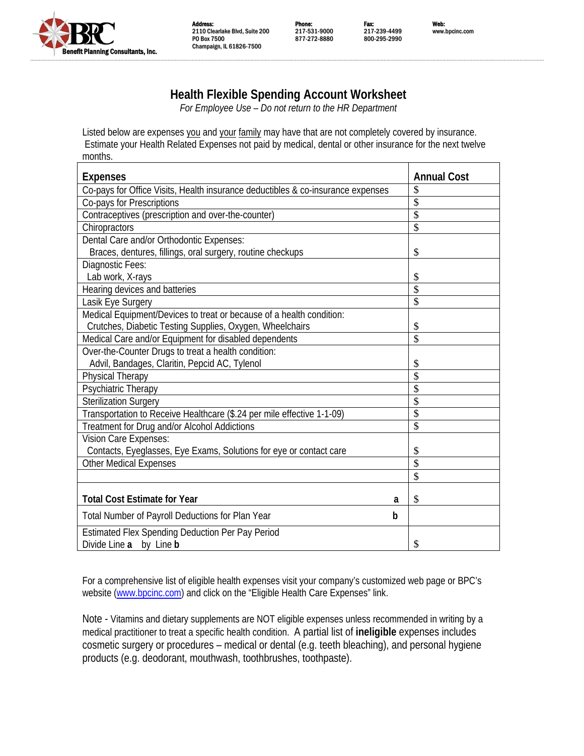Benefit Planning Consultants, Inc.

**Address:**
2110 Clearlake Blvd, Suite 200
PO Box 7500
Champaign, IL 61826-7500

**Phone:**
217-531-9000
877-272-8880

**Fax:**
217-239-4499
800-295-2990

**Web:**
www.bpcinc.com

# Health Flexible Spending Account Worksheet

*For Employee Use – Do not return to the HR Department*

Listed below are expenses you and your family may have that are not completely covered by insurance. Estimate your Health Related Expenses not paid by medical, dental or other insurance for the next twelve months.

| Expenses | Annual Cost |
|---|---|
| Co-pays for Office Visits, Health insurance deductibles & co-insurance expenses | $ |
| Co-pays for Prescriptions | $ |
| Contraceptives (prescription and over-the-counter) | $ |
| Chiropractors | $ |
| Dental Care and/or Orthodontic Expenses: Braces, dentures, fillings, oral surgery, routine checkups | $ |
| Diagnostic Fees: Lab work, X-rays | $ |
| Hearing devices and batteries | $ |
| Lasik Eye Surgery | $ |
| Medical Equipment/Devices to treat or because of a health condition: Crutches, Diabetic Testing Supplies, Oxygen, Wheelchairs | $ |
| Medical Care and/or Equipment for disabled dependents | $ |
| Over-the-Counter Drugs to treat a health condition: Advil, Bandages, Claritin, Pepcid AC, Tylenol | $ |
| Physical Therapy | $ |
| Psychiatric Therapy | $ |
| Sterilization Surgery | $ |
| Transportation to Receive Healthcare ($.24 per mile effective 1-1-09) | $ |
| Treatment for Drug and/or Alcohol Addictions | $ |
| Vision Care Expenses: Contacts, Eyeglasses, Eye Exams, Solutions for eye or contact care | $ |
| Other Medical Expenses | $ |
| | $ |
| **Total Cost Estimate for Year** **a** | $ |
| Total Number of Payroll Deductions for Plan Year **b** | |
| Estimated Flex Spending Deduction Per Pay Period Divide Line **a** by Line **b** | $ |

For a comprehensive list of eligible health expenses visit your company's customized web page or BPC's website (www.bpcinc.com) and click on the "Eligible Health Care Expenses" link.

Note - Vitamins and dietary supplements are NOT eligible expenses unless recommended in writing by a medical practitioner to treat a specific health condition. A partial list of **ineligible** expenses includes cosmetic surgery or procedures – medical or dental (e.g. teeth bleaching), and personal hygiene products (e.g. deodorant, mouthwash, toothbrushes, toothpaste).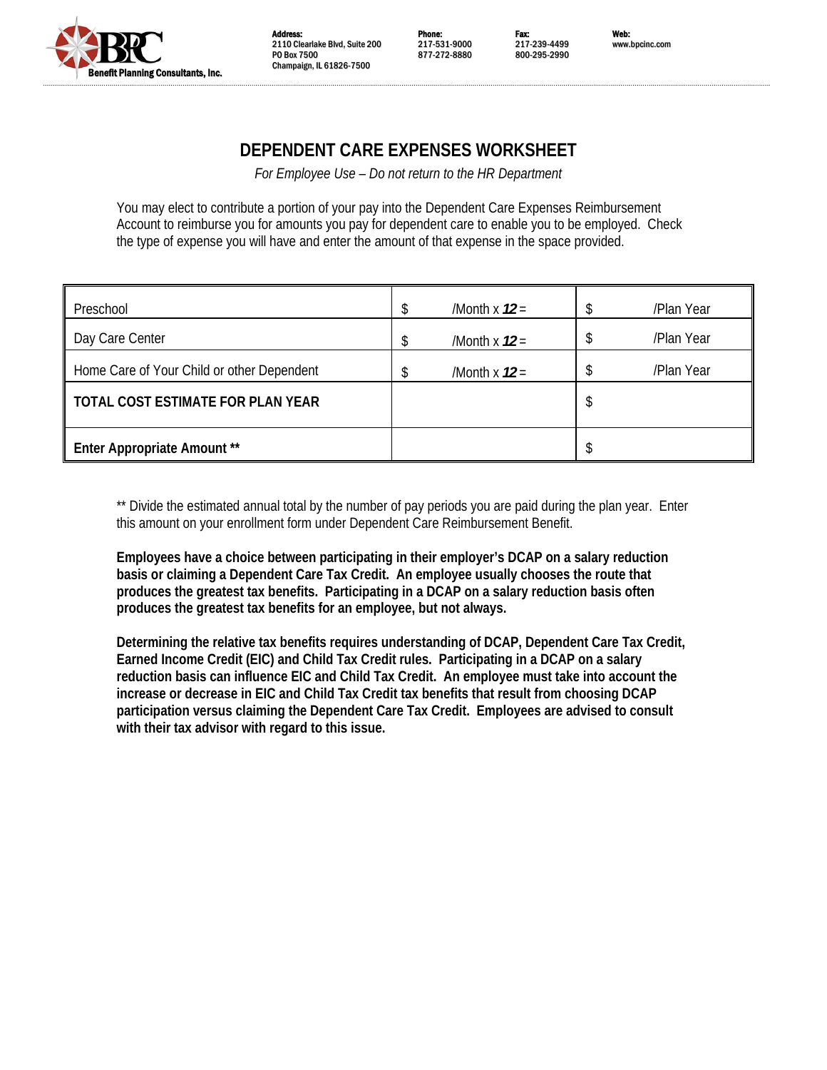Benefit Planning Consultants, Inc.

**Address:**
2110 Clearlake Blvd, Suite 200
PO Box 7500
Champaign, IL 61826-7500

**Phone:**
217-531-9000
877-272-8880

**Fax:**
217-239-4499
800-295-2990

**Web:**
www.bpcinc.com

# DEPENDENT CARE EXPENSES WORKSHEET

*For Employee Use – Do not return to the HR Department*

You may elect to contribute a portion of your pay into the Dependent Care Expenses Reimbursement Account to reimburse you for amounts you pay for dependent care to enable you to be employed. Check the type of expense you will have and enter the amount of that expense in the space provided.

| | | |
|---|---|---|
| Preschool | $ /Month x ***12*** = | $ /Plan Year |
| Day Care Center | $ /Month x ***12*** = | $ /Plan Year |
| Home Care of Your Child or other Dependent | $ /Month x ***12*** = | $ /Plan Year |
| **TOTAL COST ESTIMATE FOR PLAN YEAR** | | $ |
| **Enter Appropriate Amount \*\*** | | $ |

** Divide the estimated annual total by the number of pay periods you are paid during the plan year. Enter this amount on your enrollment form under Dependent Care Reimbursement Benefit.

**Employees have a choice between participating in their employer's DCAP on a salary reduction basis or claiming a Dependent Care Tax Credit. An employee usually chooses the route that produces the greatest tax benefits. Participating in a DCAP on a salary reduction basis often produces the greatest tax benefits for an employee, but not always.**

**Determining the relative tax benefits requires understanding of DCAP, Dependent Care Tax Credit, Earned Income Credit (EIC) and Child Tax Credit rules. Participating in a DCAP on a salary reduction basis can influence EIC and Child Tax Credit. An employee must take into account the increase or decrease in EIC and Child Tax Credit tax benefits that result from choosing DCAP participation versus claiming the Dependent Care Tax Credit. Employees are advised to consult with their tax advisor with regard to this issue.**